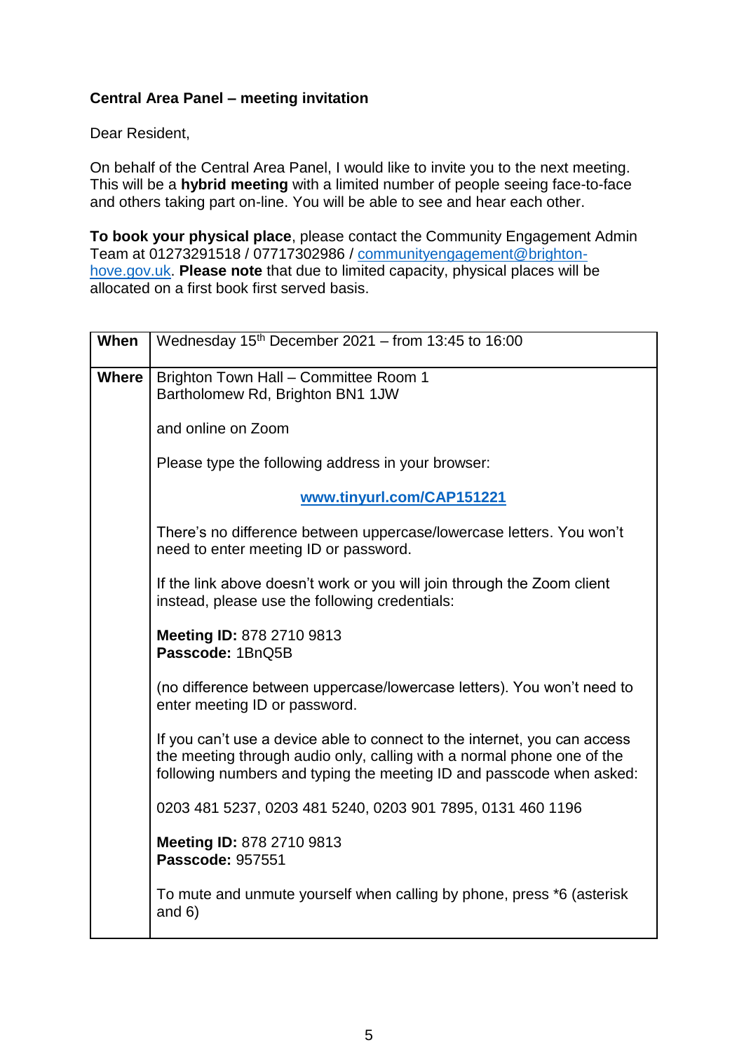**Central Area Panel – meeting invitation**

Dear Resident,

On behalf of the Central Area Panel, I would like to invite you to the next meeting. This will be a **hybrid meeting** with a limited number of people seeing face-to-face and others taking part on-line. You will be able to see and hear each other.

**To book your physical place**, please contact the Community Engagement Admin Team at 01273291518 / 07717302986 / communityengagement@brighton-hove.gov.uk. **Please note** that due to limited capacity, physical places will be allocated on a first book first served basis.

| | |
|---|---|
| **When** | Wednesday 15th December 2021 – from 13:45 to 16:00 |
| **Where** | Brighton Town Hall – Committee Room 1<br>Bartholomew Rd, Brighton BN1 1JW<br><br>and online on Zoom<br><br>Please type the following address in your browser:<br><br>**www.tinyurl.com/CAP151221**<br><br>There's no difference between uppercase/lowercase letters. You won't need to enter meeting ID or password.<br><br>If the link above doesn't work or you will join through the Zoom client instead, please use the following credentials:<br><br>**Meeting ID:** 878 2710 9813<br>**Passcode:** 1BnQ5B<br><br>(no difference between uppercase/lowercase letters). You won't need to enter meeting ID or password.<br><br>If you can't use a device able to connect to the internet, you can access the meeting through audio only, calling with a normal phone one of the following numbers and typing the meeting ID and passcode when asked:<br><br>0203 481 5237, 0203 481 5240, 0203 901 7895, 0131 460 1196<br><br>**Meeting ID:** 878 2710 9813<br>**Passcode:** 957551<br><br>To mute and unmute yourself when calling by phone, press *6 (asterisk and 6) |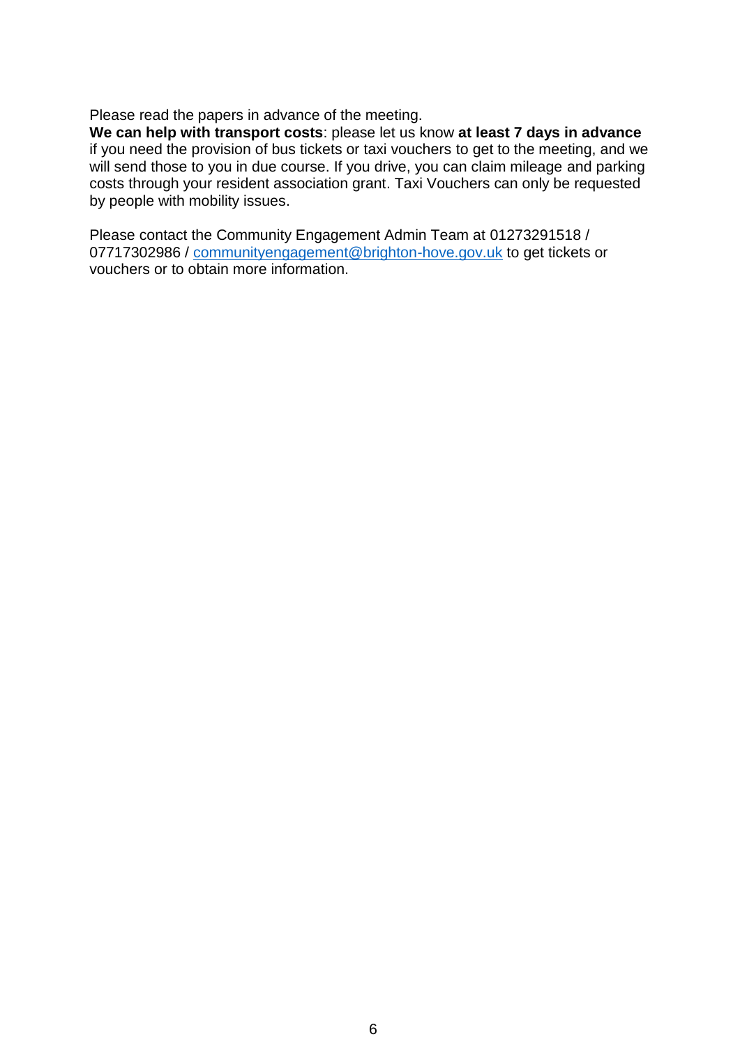Please read the papers in advance of the meeting.
**We can help with transport costs**: please let us know **at least 7 days in advance** if you need the provision of bus tickets or taxi vouchers to get to the meeting, and we will send those to you in due course. If you drive, you can claim mileage and parking costs through your resident association grant. Taxi Vouchers can only be requested by people with mobility issues.

Please contact the Community Engagement Admin Team at 01273291518 / 07717302986 / communityengagement@brighton-hove.gov.uk to get tickets or vouchers or to obtain more information.